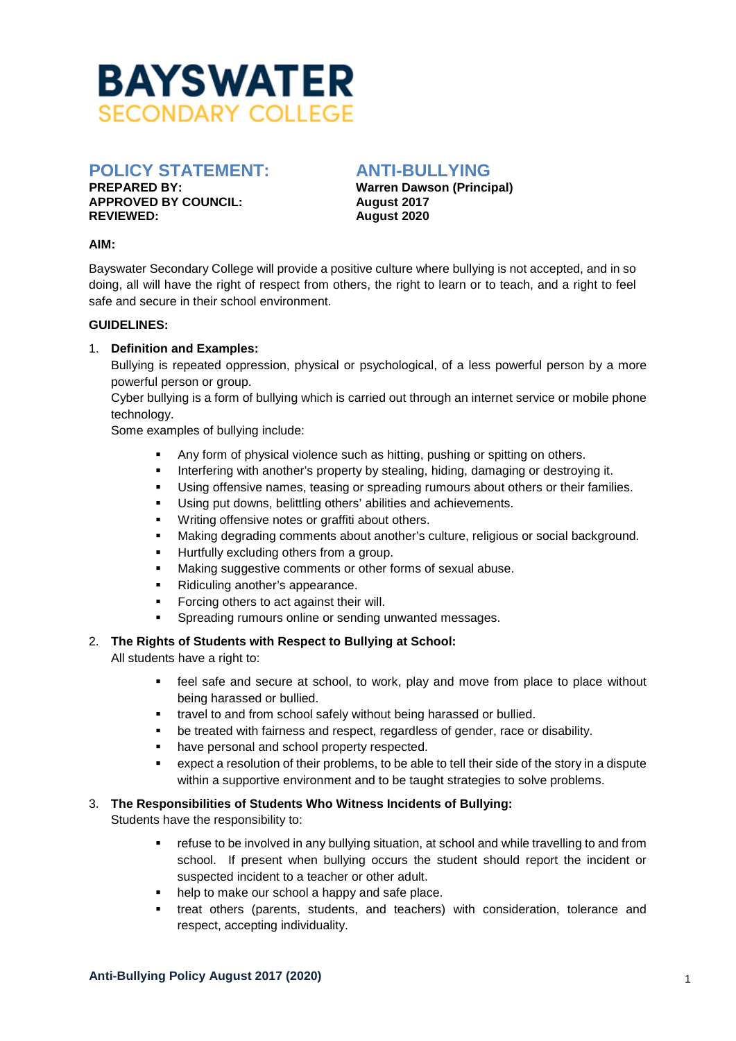# BAYSWATER
## SECONDARY COLLEGE

## POLICY STATEMENT: ANTI-BULLYING

**PREPARED BY:** **Warren Dawson (Principal)**
**APPROVED BY COUNCIL:** **August 2017**
**REVIEWED:** **August 2020**

**AIM:**

Bayswater Secondary College will provide a positive culture where bullying is not accepted, and in so doing, all will have the right of respect from others, the right to learn or to teach, and a right to feel safe and secure in their school environment.

**GUIDELINES:**

1. **Definition and Examples:**
   Bullying is repeated oppression, physical or psychological, of a less powerful person by a more powerful person or group.
   Cyber bullying is a form of bullying which is carried out through an internet service or mobile phone technology.
   Some examples of bullying include:

   - Any form of physical violence such as hitting, pushing or spitting on others.
   - Interfering with another's property by stealing, hiding, damaging or destroying it.
   - Using offensive names, teasing or spreading rumours about others or their families.
   - Using put downs, belittling others' abilities and achievements.
   - Writing offensive notes or graffiti about others.
   - Making degrading comments about another's culture, religious or social background.
   - Hurtfully excluding others from a group.
   - Making suggestive comments or other forms of sexual abuse.
   - Ridiculing another's appearance.
   - Forcing others to act against their will.
   - Spreading rumours online or sending unwanted messages.

2. **The Rights of Students with Respect to Bullying at School:**
   All students have a right to:

   - feel safe and secure at school, to work, play and move from place to place without being harassed or bullied.
   - travel to and from school safely without being harassed or bullied.
   - be treated with fairness and respect, regardless of gender, race or disability.
   - have personal and school property respected.
   - expect a resolution of their problems, to be able to tell their side of the story in a dispute within a supportive environment and to be taught strategies to solve problems.

3. **The Responsibilities of Students Who Witness Incidents of Bullying:**
   Students have the responsibility to:

   - refuse to be involved in any bullying situation, at school and while travelling to and from school. If present when bullying occurs the student should report the incident or suspected incident to a teacher or other adult.
   - help to make our school a happy and safe place.
   - treat others (parents, students, and teachers) with consideration, tolerance and respect, accepting individuality.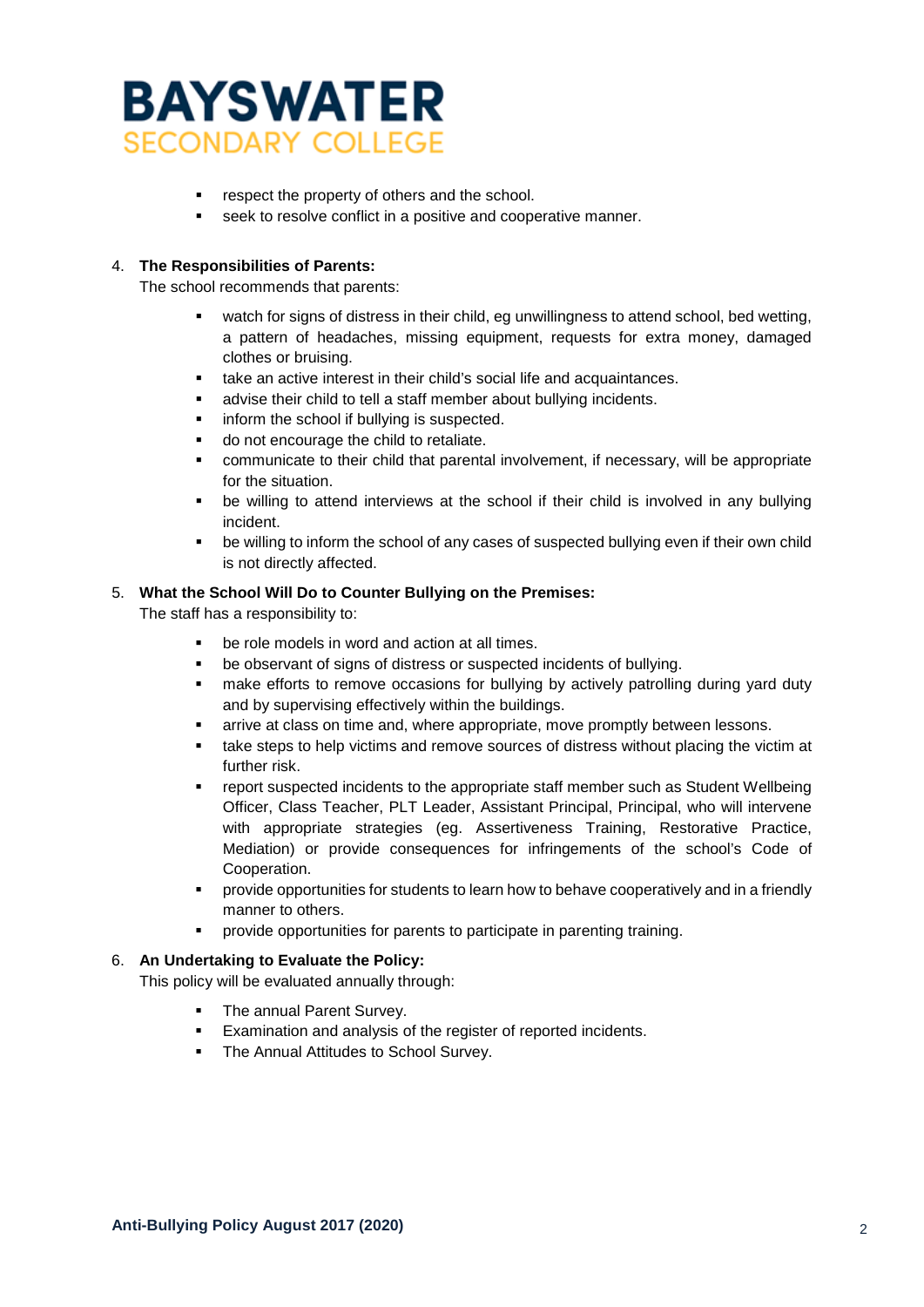- respect the property of others and the school.
- seek to resolve conflict in a positive and cooperative manner.

4. **The Responsibilities of Parents:**
   The school recommends that parents:

   - watch for signs of distress in their child, eg unwillingness to attend school, bed wetting, a pattern of headaches, missing equipment, requests for extra money, damaged clothes or bruising.
   - take an active interest in their child's social life and acquaintances.
   - advise their child to tell a staff member about bullying incidents.
   - inform the school if bullying is suspected.
   - do not encourage the child to retaliate.
   - communicate to their child that parental involvement, if necessary, will be appropriate for the situation.
   - be willing to attend interviews at the school if their child is involved in any bullying incident.
   - be willing to inform the school of any cases of suspected bullying even if their own child is not directly affected.

5. **What the School Will Do to Counter Bullying on the Premises:**
   The staff has a responsibility to:

   - be role models in word and action at all times.
   - be observant of signs of distress or suspected incidents of bullying.
   - make efforts to remove occasions for bullying by actively patrolling during yard duty and by supervising effectively within the buildings.
   - arrive at class on time and, where appropriate, move promptly between lessons.
   - take steps to help victims and remove sources of distress without placing the victim at further risk.
   - report suspected incidents to the appropriate staff member such as Student Wellbeing Officer, Class Teacher, PLT Leader, Assistant Principal, Principal, who will intervene with appropriate strategies (eg. Assertiveness Training, Restorative Practice, Mediation) or provide consequences for infringements of the school's Code of Cooperation.
   - provide opportunities for students to learn how to behave cooperatively and in a friendly manner to others.
   - provide opportunities for parents to participate in parenting training.

6. **An Undertaking to Evaluate the Policy:**
   This policy will be evaluated annually through:

   - The annual Parent Survey.
   - Examination and analysis of the register of reported incidents.
   - The Annual Attitudes to School Survey.